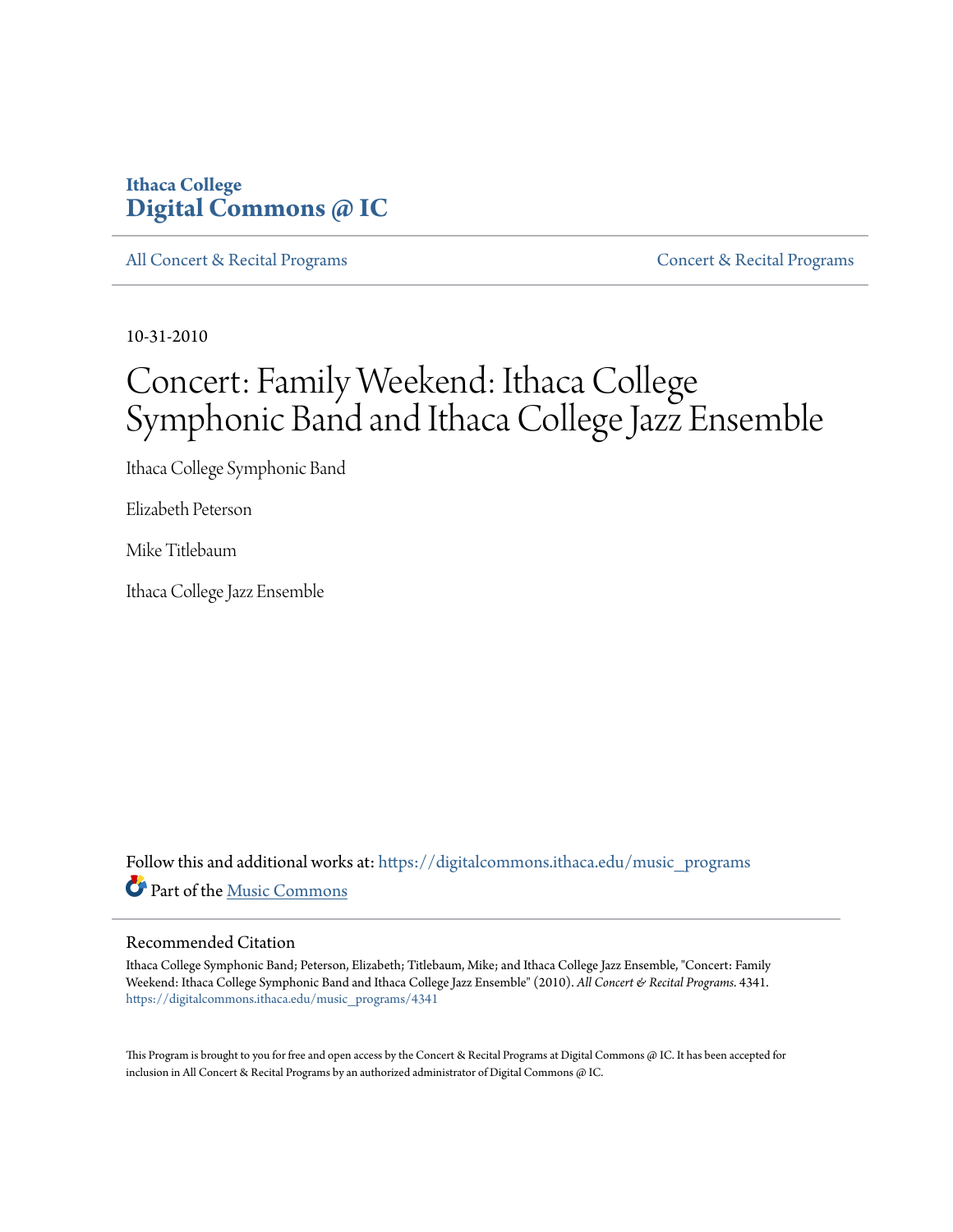Ithaca College
**Digital Commons @ IC**

All Concert & Recital Programs | Concert & Recital Programs

10-31-2010

# Concert: Family Weekend: Ithaca College Symphonic Band and Ithaca College Jazz Ensemble

Ithaca College Symphonic Band

Elizabeth Peterson

Mike Titlebaum

Ithaca College Jazz Ensemble

Follow this and additional works at: https://digitalcommons.ithaca.edu/music_programs

Part of the Music Commons

## Recommended Citation

Ithaca College Symphonic Band; Peterson, Elizabeth; Titlebaum, Mike; and Ithaca College Jazz Ensemble, "Concert: Family Weekend: Ithaca College Symphonic Band and Ithaca College Jazz Ensemble" (2010). *All Concert & Recital Programs*. 4341.
https://digitalcommons.ithaca.edu/music_programs/4341

This Program is brought to you for free and open access by the Concert & Recital Programs at Digital Commons @ IC. It has been accepted for inclusion in All Concert & Recital Programs by an authorized administrator of Digital Commons @ IC.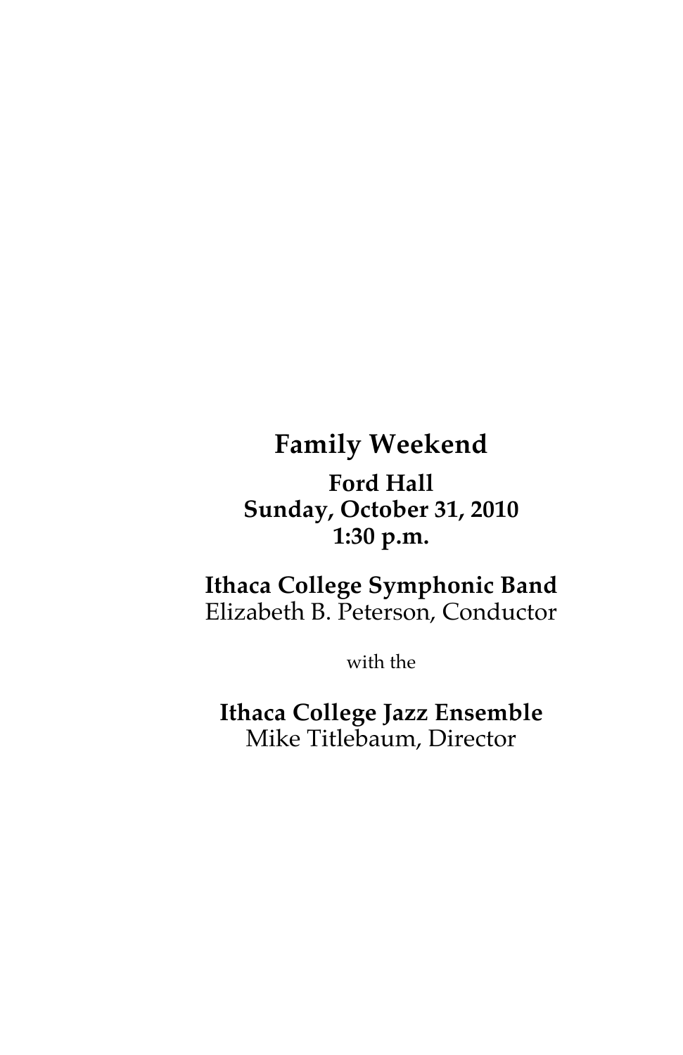# Family Weekend

**Ford Hall**
**Sunday, October 31, 2010**
**1:30 p.m.**

## Ithaca College Symphonic Band

Elizabeth B. Peterson, Conductor

with the

## Ithaca College Jazz Ensemble

Mike Titlebaum, Director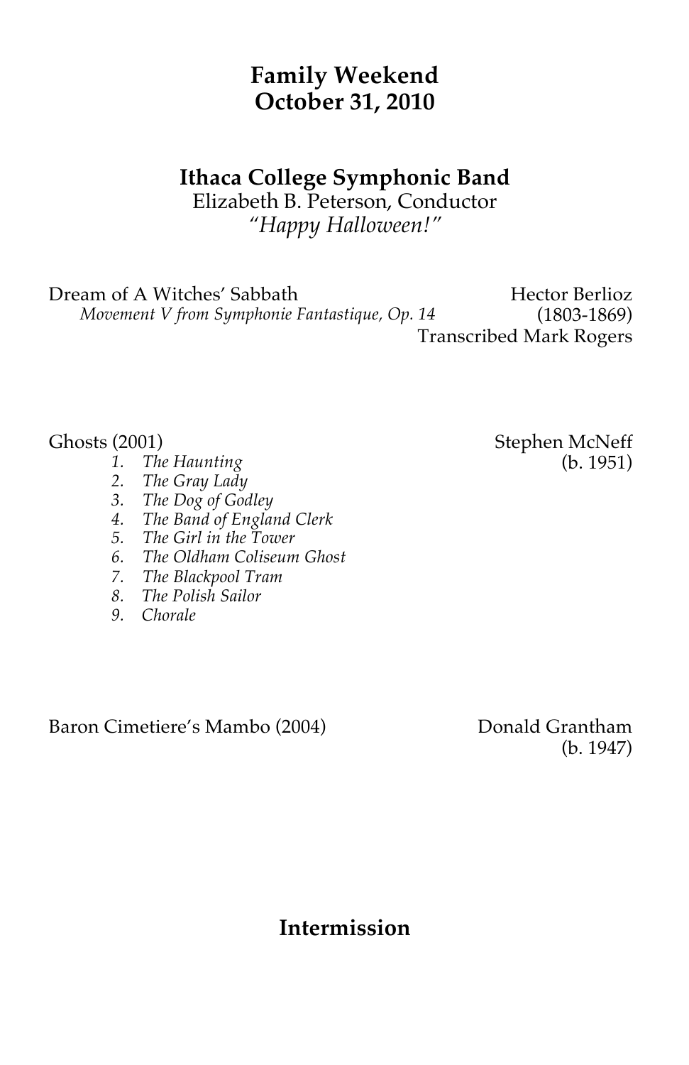## Family Weekend
## October 31, 2010

### Ithaca College Symphonic Band

Elizabeth B. Peterson, Conductor

*"Happy Halloween!"*

Dream of A Witches' Sabbath — Hector Berlioz (1803-1869)
*Movement V from Symphonie Fantastique, Op. 14*
Transcribed Mark Rogers

Ghosts (2001) — Stephen McNeff (b. 1951)

1. *The Haunting*
2. *The Gray Lady*
3. *The Dog of Godley*
4. *The Band of England Clerk*
5. *The Girl in the Tower*
6. *The Oldham Coliseum Ghost*
7. *The Blackpool Tram*
8. *The Polish Sailor*
9. *Chorale*

Baron Cimetiere's Mambo (2004) — Donald Grantham (b. 1947)

### Intermission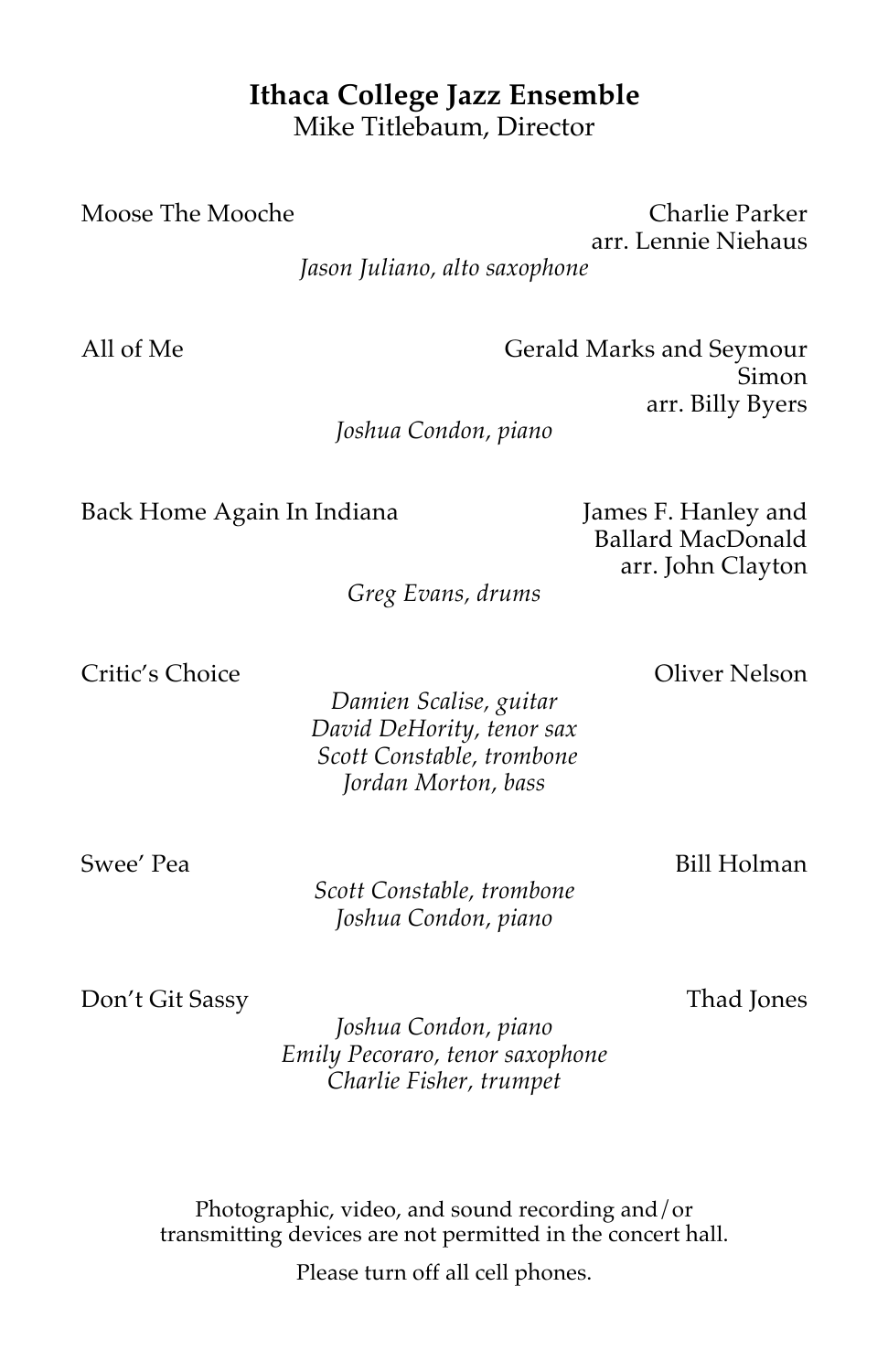## Ithaca College Jazz Ensemble

Mike Titlebaum, Director

Moose The Mooche — Charlie Parker
arr. Lennie Niehaus

*Jason Juliano, alto saxophone*

All of Me — Gerald Marks and Seymour Simon
arr. Billy Byers

*Joshua Condon, piano*

Back Home Again In Indiana — James F. Hanley and Ballard MacDonald
arr. John Clayton

*Greg Evans, drums*

Critic's Choice — Oliver Nelson

*Damien Scalise, guitar*
*David DeHority, tenor sax*
*Scott Constable, trombone*
*Jordan Morton, bass*

Swee' Pea — Bill Holman

*Scott Constable, trombone*
*Joshua Condon, piano*

Don't Git Sassy — Thad Jones

*Joshua Condon, piano*
*Emily Pecoraro, tenor saxophone*
*Charlie Fisher, trumpet*

Photographic, video, and sound recording and/or transmitting devices are not permitted in the concert hall.

Please turn off all cell phones.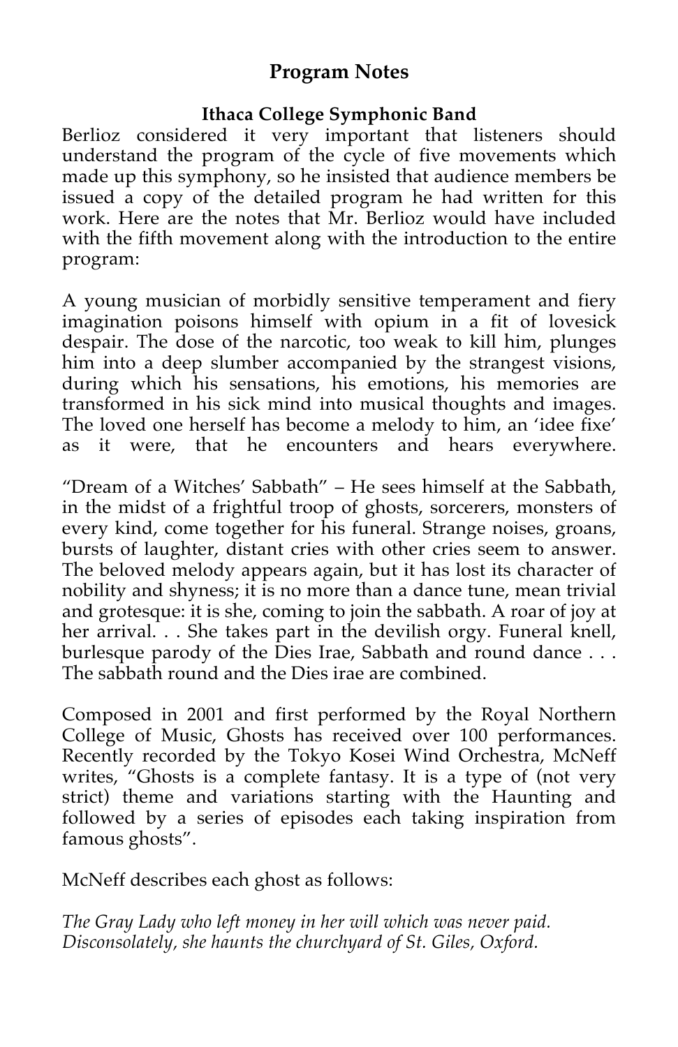## Program Notes

### Ithaca College Symphonic Band

Berlioz considered it very important that listeners should understand the program of the cycle of five movements which made up this symphony, so he insisted that audience members be issued a copy of the detailed program he had written for this work. Here are the notes that Mr. Berlioz would have included with the fifth movement along with the introduction to the entire program:

A young musician of morbidly sensitive temperament and fiery imagination poisons himself with opium in a fit of lovesick despair. The dose of the narcotic, too weak to kill him, plunges him into a deep slumber accompanied by the strangest visions, during which his sensations, his emotions, his memories are transformed in his sick mind into musical thoughts and images. The loved one herself has become a melody to him, an 'idee fixe' as it were, that he encounters and hears everywhere.

"Dream of a Witches' Sabbath" – He sees himself at the Sabbath, in the midst of a frightful troop of ghosts, sorcerers, monsters of every kind, come together for his funeral. Strange noises, groans, bursts of laughter, distant cries with other cries seem to answer. The beloved melody appears again, but it has lost its character of nobility and shyness; it is no more than a dance tune, mean trivial and grotesque: it is she, coming to join the sabbath. A roar of joy at her arrival. . . She takes part in the devilish orgy. Funeral knell, burlesque parody of the Dies Irae, Sabbath and round dance . . . The sabbath round and the Dies irae are combined.

Composed in 2001 and first performed by the Royal Northern College of Music, Ghosts has received over 100 performances. Recently recorded by the Tokyo Kosei Wind Orchestra, McNeff writes, "Ghosts is a complete fantasy. It is a type of (not very strict) theme and variations starting with the Haunting and followed by a series of episodes each taking inspiration from famous ghosts".

McNeff describes each ghost as follows:

*The Gray Lady who left money in her will which was never paid. Disconsolately, she haunts the churchyard of St. Giles, Oxford.*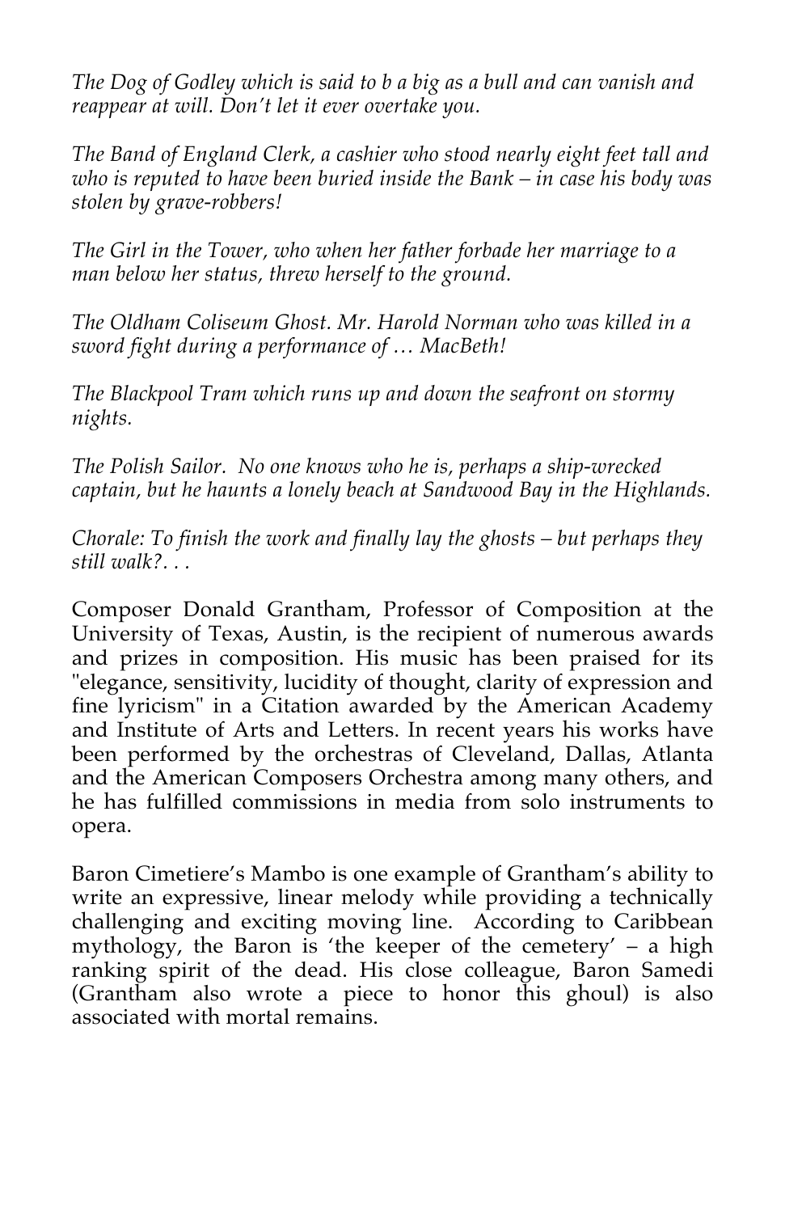*The Dog of Godley which is said to b a big as a bull and can vanish and reappear at will. Don't let it ever overtake you.*

*The Band of England Clerk, a cashier who stood nearly eight feet tall and who is reputed to have been buried inside the Bank – in case his body was stolen by grave-robbers!*

*The Girl in the Tower, who when her father forbade her marriage to a man below her status, threw herself to the ground.*

*The Oldham Coliseum Ghost. Mr. Harold Norman who was killed in a sword fight during a performance of … MacBeth!*

*The Blackpool Tram which runs up and down the seafront on stormy nights.*

*The Polish Sailor. No one knows who he is, perhaps a ship-wrecked captain, but he haunts a lonely beach at Sandwood Bay in the Highlands.*

*Chorale: To finish the work and finally lay the ghosts – but perhaps they still walk?. . .*

Composer Donald Grantham, Professor of Composition at the University of Texas, Austin, is the recipient of numerous awards and prizes in composition. His music has been praised for its "elegance, sensitivity, lucidity of thought, clarity of expression and fine lyricism" in a Citation awarded by the American Academy and Institute of Arts and Letters. In recent years his works have been performed by the orchestras of Cleveland, Dallas, Atlanta and the American Composers Orchestra among many others, and he has fulfilled commissions in media from solo instruments to opera.

Baron Cimetiere's Mambo is one example of Grantham's ability to write an expressive, linear melody while providing a technically challenging and exciting moving line. According to Caribbean mythology, the Baron is 'the keeper of the cemetery' – a high ranking spirit of the dead. His close colleague, Baron Samedi (Grantham also wrote a piece to honor this ghoul) is also associated with mortal remains.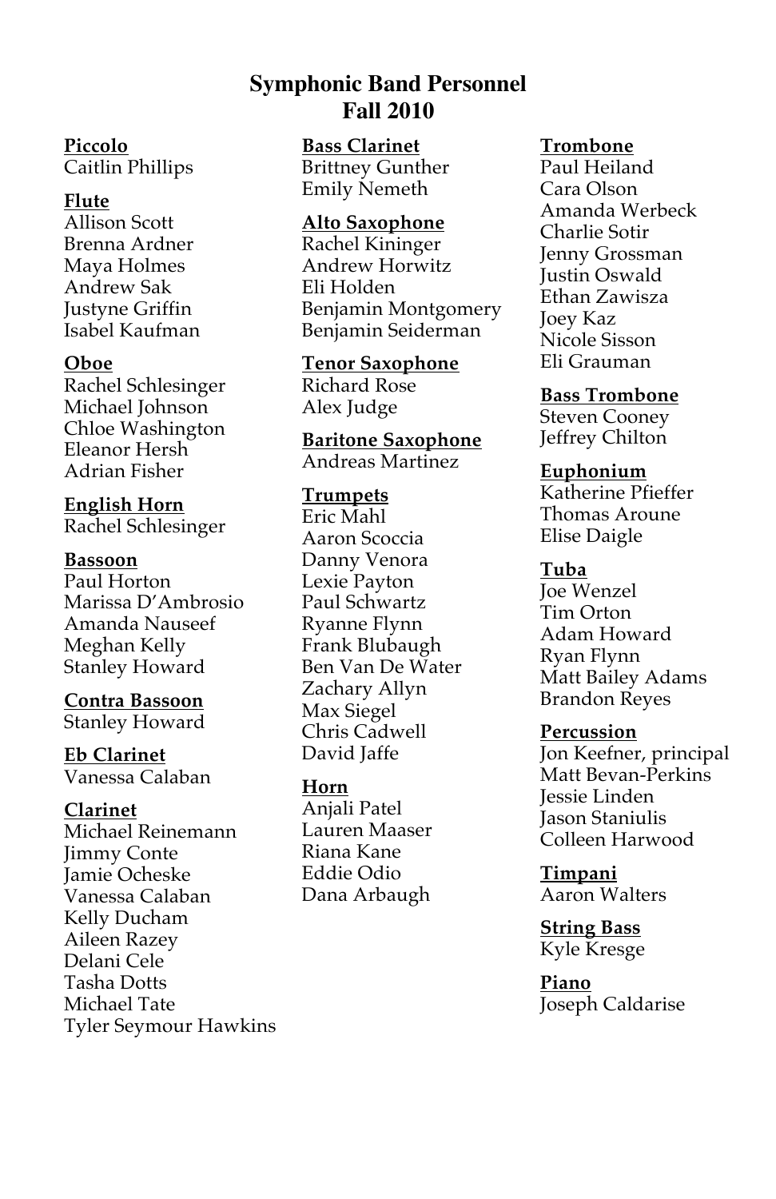# Symphonic Band Personnel
# Fall 2010

**Piccolo**
Caitlin Phillips

**Flute**
Allison Scott
Brenna Ardner
Maya Holmes
Andrew Sak
Justyne Griffin
Isabel Kaufman

**Oboe**
Rachel Schlesinger
Michael Johnson
Chloe Washington
Eleanor Hersh
Adrian Fisher

**English Horn**
Rachel Schlesinger

**Bassoon**
Paul Horton
Marissa D'Ambrosio
Amanda Nauseef
Meghan Kelly
Stanley Howard

**Contra Bassoon**
Stanley Howard

**Eb Clarinet**
Vanessa Calaban

**Clarinet**
Michael Reinemann
Jimmy Conte
Jamie Ocheske
Vanessa Calaban
Kelly Ducham
Aileen Razey
Delani Cele
Tasha Dotts
Michael Tate
Tyler Seymour Hawkins

**Bass Clarinet**
Brittney Gunther
Emily Nemeth

**Alto Saxophone**
Rachel Kininger
Andrew Horwitz
Eli Holden
Benjamin Montgomery
Benjamin Seiderman

**Tenor Saxophone**
Richard Rose
Alex Judge

**Baritone Saxophone**
Andreas Martinez

**Trumpets**
Eric Mahl
Aaron Scoccia
Danny Venora
Lexie Payton
Paul Schwartz
Ryanne Flynn
Frank Blubaugh
Ben Van De Water
Zachary Allyn
Max Siegel
Chris Cadwell
David Jaffe

**Horn**
Anjali Patel
Lauren Maaser
Riana Kane
Eddie Odio
Dana Arbaugh

**Trombone**
Paul Heiland
Cara Olson
Amanda Werbeck
Charlie Sotir
Jenny Grossman
Justin Oswald
Ethan Zawisza
Joey Kaz
Nicole Sisson
Eli Grauman

**Bass Trombone**
Steven Cooney
Jeffrey Chilton

**Euphonium**
Katherine Pfieffer
Thomas Aroune
Elise Daigle

**Tuba**
Joe Wenzel
Tim Orton
Adam Howard
Ryan Flynn
Matt Bailey Adams
Brandon Reyes

**Percussion**
Jon Keefner, principal
Matt Bevan-Perkins
Jessie Linden
Jason Staniulis
Colleen Harwood

**Timpani**
Aaron Walters

**String Bass**
Kyle Kresge

**Piano**
Joseph Caldarise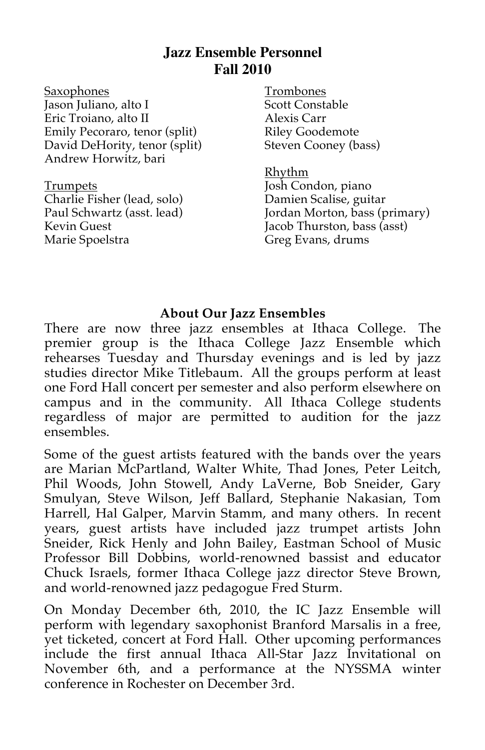# Jazz Ensemble Personnel
## Fall 2010

Saxophones
Jason Juliano, alto I
Eric Troiano, alto II
Emily Pecoraro, tenor (split)
David DeHority, tenor (split)
Andrew Horwitz, bari

Trumpets
Charlie Fisher (lead, solo)
Paul Schwartz (asst. lead)
Kevin Guest
Marie Spoelstra

Trombones
Scott Constable
Alexis Carr
Riley Goodemote
Steven Cooney (bass)

Rhythm
Josh Condon, piano
Damien Scalise, guitar
Jordan Morton, bass (primary)
Jacob Thurston, bass (asst)
Greg Evans, drums

### About Our Jazz Ensembles

There are now three jazz ensembles at Ithaca College. The premier group is the Ithaca College Jazz Ensemble which rehearses Tuesday and Thursday evenings and is led by jazz studies director Mike Titlebaum. All the groups perform at least one Ford Hall concert per semester and also perform elsewhere on campus and in the community. All Ithaca College students regardless of major are permitted to audition for the jazz ensembles.

Some of the guest artists featured with the bands over the years are Marian McPartland, Walter White, Thad Jones, Peter Leitch, Phil Woods, John Stowell, Andy LaVerne, Bob Sneider, Gary Smulyan, Steve Wilson, Jeff Ballard, Stephanie Nakasian, Tom Harrell, Hal Galper, Marvin Stamm, and many others. In recent years, guest artists have included jazz trumpet artists John Sneider, Rick Henly and John Bailey, Eastman School of Music Professor Bill Dobbins, world-renowned bassist and educator Chuck Israels, former Ithaca College jazz director Steve Brown, and world-renowned jazz pedagogue Fred Sturm.

On Monday December 6th, 2010, the IC Jazz Ensemble will perform with legendary saxophonist Branford Marsalis in a free, yet ticketed, concert at Ford Hall. Other upcoming performances include the first annual Ithaca All-Star Jazz Invitational on November 6th, and a performance at the NYSSMA winter conference in Rochester on December 3rd.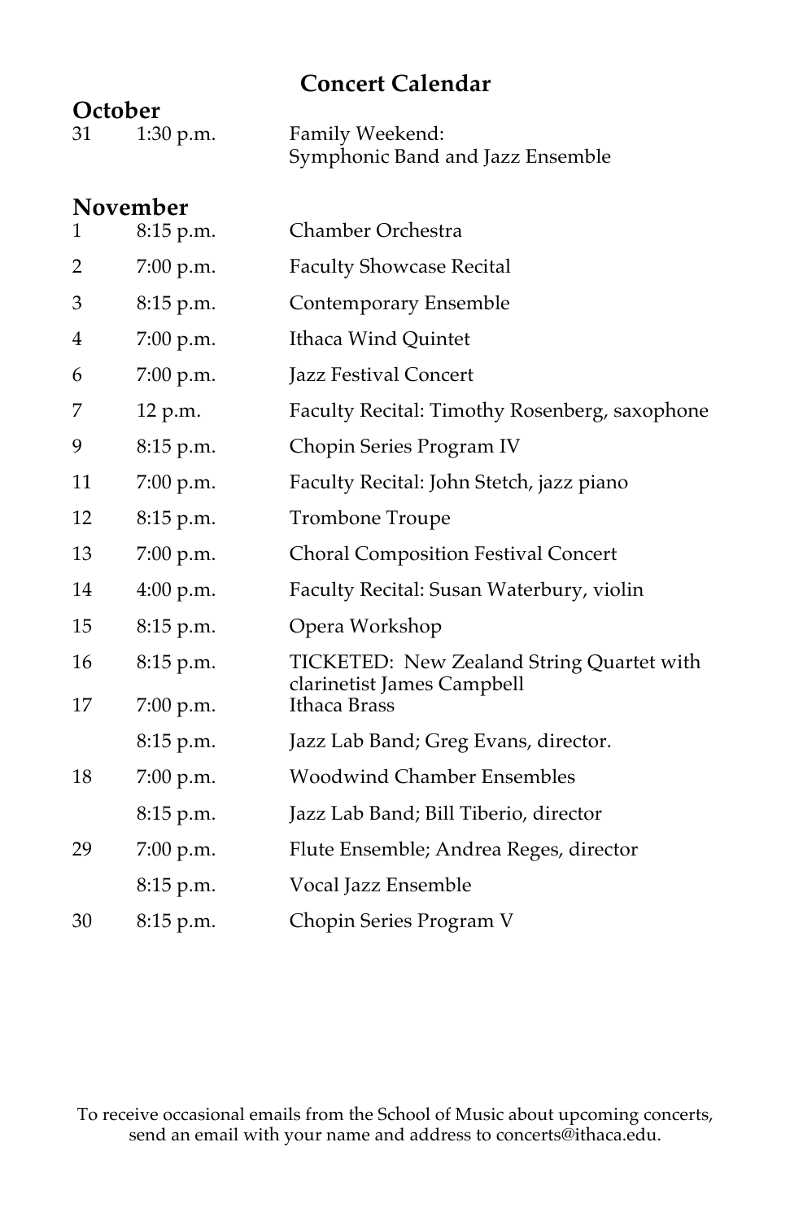# Concert Calendar

## October

| | | |
|---|---|---|
| 31 | 1:30 p.m. | Family Weekend: Symphonic Band and Jazz Ensemble |

## November

| | | |
|---|---|---|
| 1 | 8:15 p.m. | Chamber Orchestra |
| 2 | 7:00 p.m. | Faculty Showcase Recital |
| 3 | 8:15 p.m. | Contemporary Ensemble |
| 4 | 7:00 p.m. | Ithaca Wind Quintet |
| 6 | 7:00 p.m. | Jazz Festival Concert |
| 7 | 12 p.m. | Faculty Recital: Timothy Rosenberg, saxophone |
| 9 | 8:15 p.m. | Chopin Series Program IV |
| 11 | 7:00 p.m. | Faculty Recital: John Stetch, jazz piano |
| 12 | 8:15 p.m. | Trombone Troupe |
| 13 | 7:00 p.m. | Choral Composition Festival Concert |
| 14 | 4:00 p.m. | Faculty Recital: Susan Waterbury, violin |
| 15 | 8:15 p.m. | Opera Workshop |
| 16 | 8:15 p.m. | TICKETED: New Zealand String Quartet with clarinetist James Campbell |
| 17 | 7:00 p.m. | Ithaca Brass |
| | 8:15 p.m. | Jazz Lab Band; Greg Evans, director. |
| 18 | 7:00 p.m. | Woodwind Chamber Ensembles |
| | 8:15 p.m. | Jazz Lab Band; Bill Tiberio, director |
| 29 | 7:00 p.m. | Flute Ensemble; Andrea Reges, director |
| | 8:15 p.m. | Vocal Jazz Ensemble |
| 30 | 8:15 p.m. | Chopin Series Program V |

To receive occasional emails from the School of Music about upcoming concerts, send an email with your name and address to concerts@ithaca.edu.